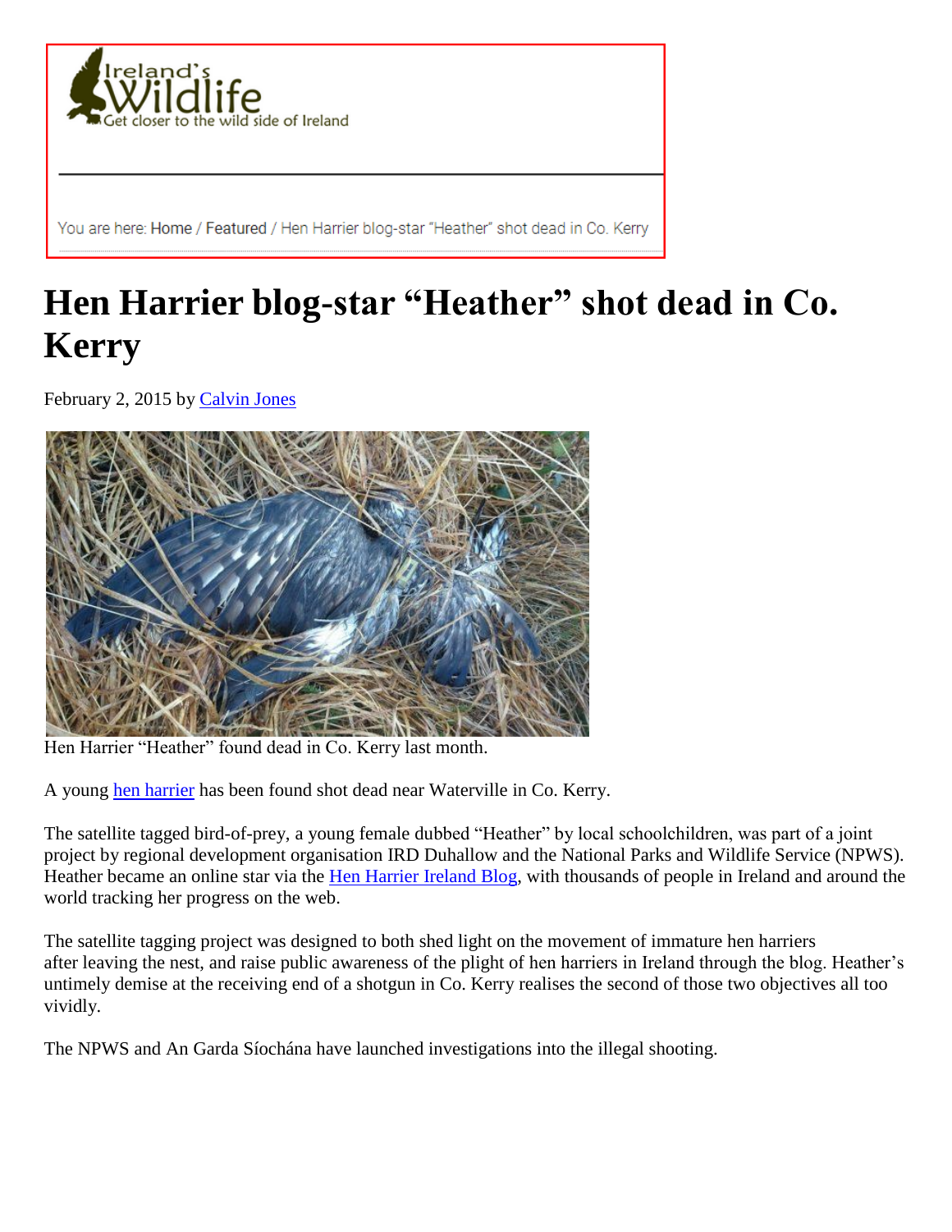Ireland's Wildlife

Get closer to the wild side of Ireland

You are here: Home / Featured / Hen Harrier blog-star "Heather" shot dead in Co. Kerry

# Hen Harrier blog-star "Heather" shot dead in Co. Kerry

February 2, 2015 by Calvin Jones

Hen Harrier "Heather" found dead in Co. Kerry last month.

A young hen harrier has been found shot dead near Waterville in Co. Kerry.

The satellite tagged bird-of-prey, a young female dubbed "Heather" by local schoolchildren, was part of a joint project by regional development organisation IRD Duhallow and the National Parks and Wildlife Service (NPWS). Heather became an online star via the Hen Harrier Ireland Blog, with thousands of people in Ireland and around the world tracking her progress on the web.

The satellite tagging project was designed to both shed light on the movement of immature hen harriers after leaving the nest, and raise public awareness of the plight of hen harriers in Ireland through the blog. Heather's untimely demise at the receiving end of a shotgun in Co. Kerry realises the second of those two objectives all too vividly.

The NPWS and An Garda Síochána have launched investigations into the illegal shooting.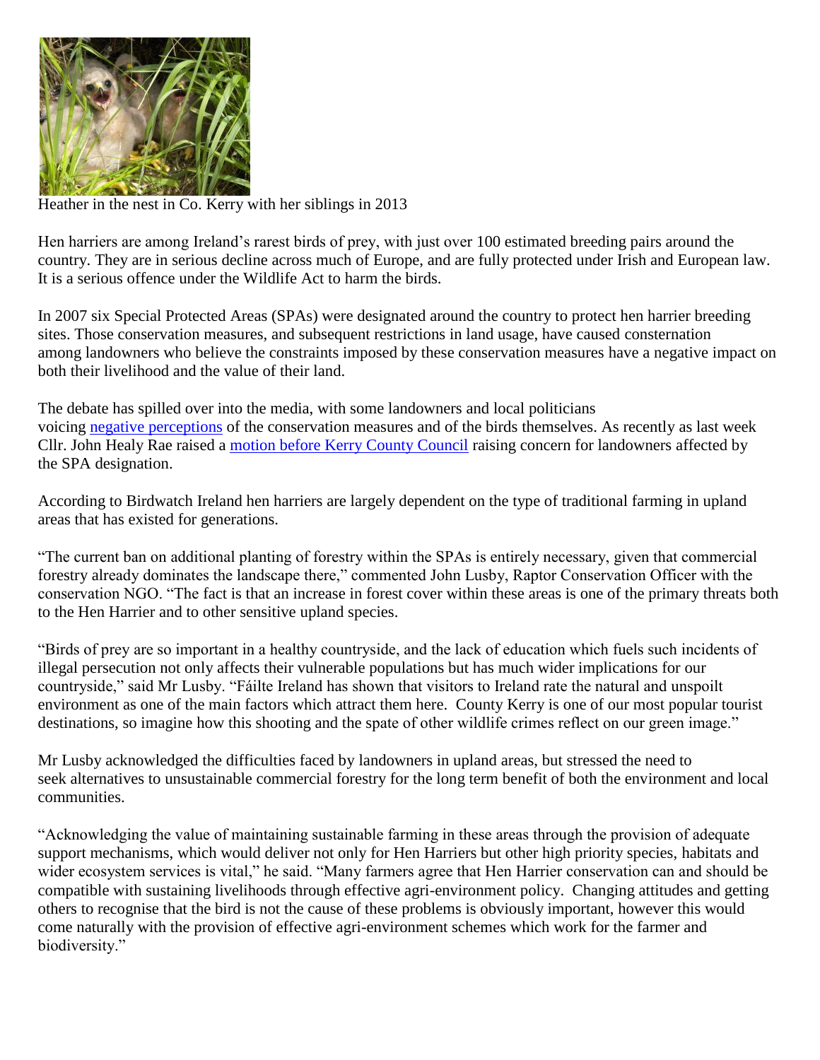Heather in the nest in Co. Kerry with her siblings in 2013

Hen harriers are among Ireland's rarest birds of prey, with just over 100 estimated breeding pairs around the country. They are in serious decline across much of Europe, and are fully protected under Irish and European law. It is a serious offence under the Wildlife Act to harm the birds.

In 2007 six Special Protected Areas (SPAs) were designated around the country to protect hen harrier breeding sites. Those conservation measures, and subsequent restrictions in land usage, have caused consternation among landowners who believe the constraints imposed by these conservation measures have a negative impact on both their livelihood and the value of their land.

The debate has spilled over into the media, with some landowners and local politicians voicing negative perceptions of the conservation measures and of the birds themselves. As recently as last week Cllr. John Healy Rae raised a motion before Kerry County Council raising concern for landowners affected by the SPA designation.

According to Birdwatch Ireland hen harriers are largely dependent on the type of traditional farming in upland areas that has existed for generations.

"The current ban on additional planting of forestry within the SPAs is entirely necessary, given that commercial forestry already dominates the landscape there," commented John Lusby, Raptor Conservation Officer with the conservation NGO. "The fact is that an increase in forest cover within these areas is one of the primary threats both to the Hen Harrier and to other sensitive upland species.

"Birds of prey are so important in a healthy countryside, and the lack of education which fuels such incidents of illegal persecution not only affects their vulnerable populations but has much wider implications for our countryside," said Mr Lusby. "Fáilte Ireland has shown that visitors to Ireland rate the natural and unspoilt environment as one of the main factors which attract them here. County Kerry is one of our most popular tourist destinations, so imagine how this shooting and the spate of other wildlife crimes reflect on our green image."

Mr Lusby acknowledged the difficulties faced by landowners in upland areas, but stressed the need to seek alternatives to unsustainable commercial forestry for the long term benefit of both the environment and local communities.

"Acknowledging the value of maintaining sustainable farming in these areas through the provision of adequate support mechanisms, which would deliver not only for Hen Harriers but other high priority species, habitats and wider ecosystem services is vital," he said. "Many farmers agree that Hen Harrier conservation can and should be compatible with sustaining livelihoods through effective agri-environment policy. Changing attitudes and getting others to recognise that the bird is not the cause of these problems is obviously important, however this would come naturally with the provision of effective agri-environment schemes which work for the farmer and biodiversity."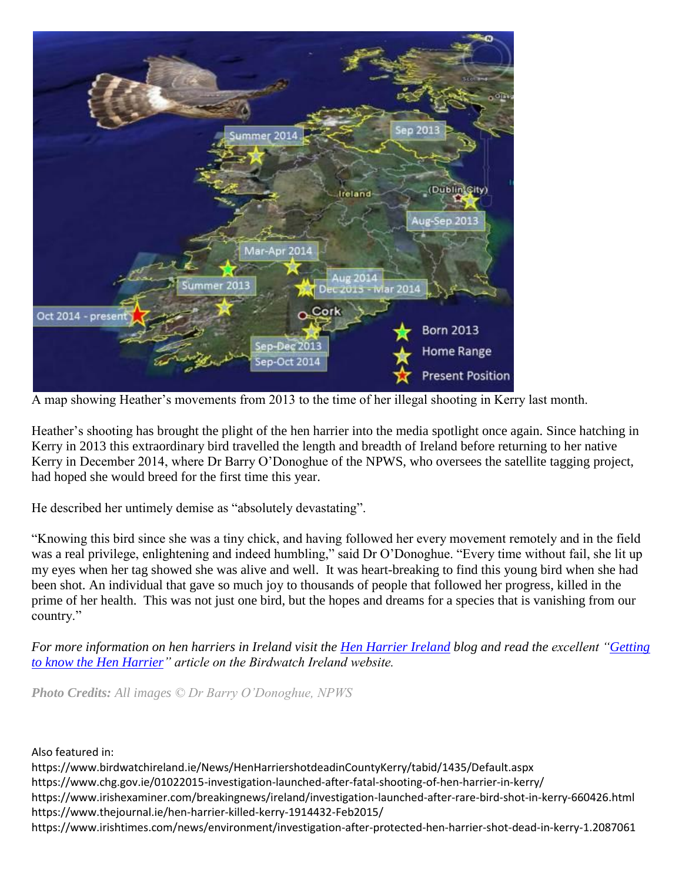Summer 2014

Sep 2013

Ireland

(Dublin City)

Aug-Sep 2013

Mar-Apr 2014

Summer 2013

Aug 2014

Dec 2013 - Mar 2014

Oct 2014 - present

Cork

Sep-Dec 2013

Sep-Oct 2014

Born 2013

Home Range

Present Position

A map showing Heather's movements from 2013 to the time of her illegal shooting in Kerry last month.

Heather's shooting has brought the plight of the hen harrier into the media spotlight once again. Since hatching in Kerry in 2013 this extraordinary bird travelled the length and breadth of Ireland before returning to her native Kerry in December 2014, where Dr Barry O'Donoghue of the NPWS, who oversees the satellite tagging project, had hoped she would breed for the first time this year.

He described her untimely demise as "absolutely devastating".

"Knowing this bird since she was a tiny chick, and having followed her every movement remotely and in the field was a real privilege, enlightening and indeed humbling," said Dr O'Donoghue. "Every time without fail, she lit up my eyes when her tag showed she was alive and well. It was heart-breaking to find this young bird when she had been shot. An individual that gave so much joy to thousands of people that followed her progress, killed in the prime of her health. This was not just one bird, but the hopes and dreams for a species that is vanishing from our country."

*For more information on hen harriers in Ireland visit the [Hen Harrier Ireland] blog and read the excellent "[Getting to know the Hen Harrier]" article on the Birdwatch Ireland website.*

***Photo Credits:*** *All images © Dr Barry O'Donoghue, NPWS*

Also featured in:
https://www.birdwatchireland.ie/News/HenHarriershotdeadinCountyKerry/tabid/1435/Default.aspx
https://www.chg.gov.ie/01022015-investigation-launched-after-fatal-shooting-of-hen-harrier-in-kerry/
https://www.irishexaminer.com/breakingnews/ireland/investigation-launched-after-rare-bird-shot-in-kerry-660426.html
https://www.thejournal.ie/hen-harrier-killed-kerry-1914432-Feb2015/
https://www.irishtimes.com/news/environment/investigation-after-protected-hen-harrier-shot-dead-in-kerry-1.2087061